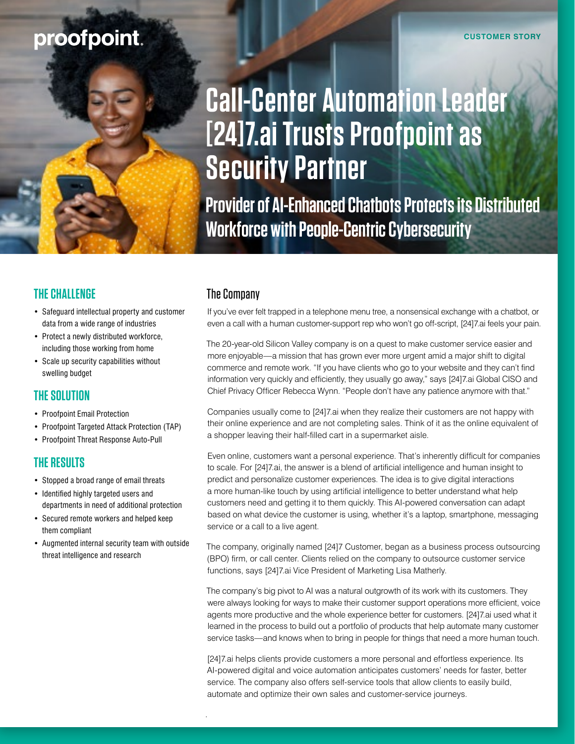proofpoint.

CUSTOMER STORY

# Call-Center Automation Leader [24]7.ai Trusts Proofpoint as Security Partner

## Provider of AI-Enhanced Chatbots Protects its Distributed Workforce with People-Centric Cybersecurity

### THE CHALLENGE

- Safeguard intellectual property and customer data from a wide range of industries
- Protect a newly distributed workforce, including those working from home
- Scale up security capabilities without swelling budget

### THE SOLUTION

- Proofpoint Email Protection
- Proofpoint Targeted Attack Protection (TAP)
- Proofpoint Threat Response Auto-Pull

### THE RESULTS

- Stopped a broad range of email threats
- Identified highly targeted users and departments in need of additional protection
- Secured remote workers and helped keep them compliant
- Augmented internal security team with outside threat intelligence and research

## The Company

If you've ever felt trapped in a telephone menu tree, a nonsensical exchange with a chatbot, or even a call with a human customer-support rep who won't go off-script, [24]7.ai feels your pain.

The 20-year-old Silicon Valley company is on a quest to make customer service easier and more enjoyable—a mission that has grown ever more urgent amid a major shift to digital commerce and remote work. "If you have clients who go to your website and they can't find information very quickly and efficiently, they usually go away," says [24]7.ai Global CISO and Chief Privacy Officer Rebecca Wynn. "People don't have any patience anymore with that."

Companies usually come to [24]7.ai when they realize their customers are not happy with their online experience and are not completing sales. Think of it as the online equivalent of a shopper leaving their half-filled cart in a supermarket aisle.

Even online, customers want a personal experience. That's inherently difficult for companies to scale. For [24]7.ai, the answer is a blend of artificial intelligence and human insight to predict and personalize customer experiences. The idea is to give digital interactions a more human-like touch by using artificial intelligence to better understand what help customers need and getting it to them quickly. This AI-powered conversation can adapt based on what device the customer is using, whether it's a laptop, smartphone, messaging service or a call to a live agent.

The company, originally named [24]7 Customer, began as a business process outsourcing (BPO) firm, or call center. Clients relied on the company to outsource customer service functions, says [24]7.ai Vice President of Marketing Lisa Matherly.

The company's big pivot to AI was a natural outgrowth of its work with its customers. They were always looking for ways to make their customer support operations more efficient, voice agents more productive and the whole experience better for customers. [24]7.ai used what it learned in the process to build out a portfolio of products that help automate many customer service tasks—and knows when to bring in people for things that need a more human touch.

[24]7.ai helps clients provide customers a more personal and effortless experience. Its AI-powered digital and voice automation anticipates customers' needs for faster, better service. The company also offers self-service tools that allow clients to easily build, automate and optimize their own sales and customer-service journeys.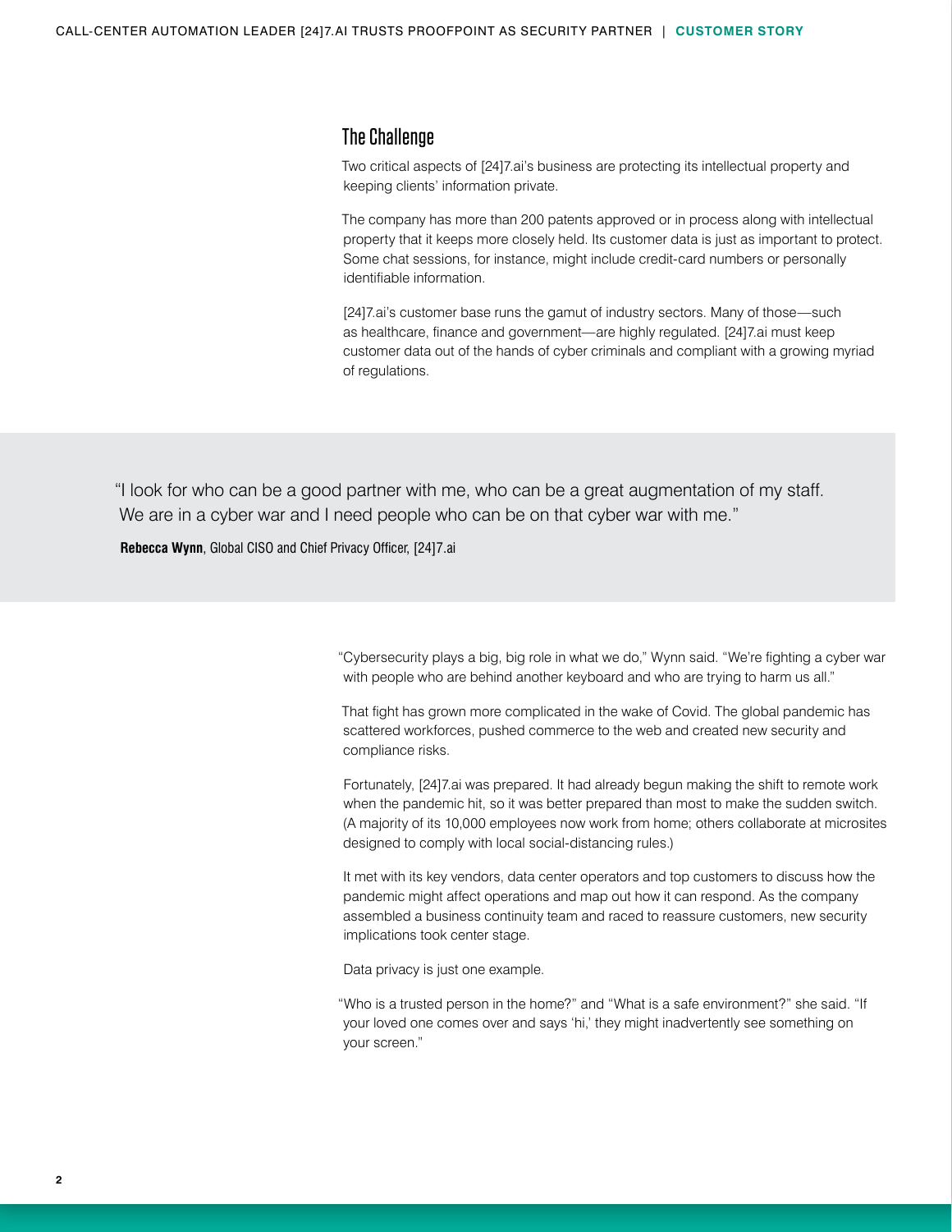## The Challenge

Two critical aspects of [24]7.ai's business are protecting its intellectual property and keeping clients' information private.

The company has more than 200 patents approved or in process along with intellectual property that it keeps more closely held. Its customer data is just as important to protect. Some chat sessions, for instance, might include credit-card numbers or personally identifiable information.

[24]7.ai's customer base runs the gamut of industry sectors. Many of those—such as healthcare, finance and government—are highly regulated. [24]7.ai must keep customer data out of the hands of cyber criminals and compliant with a growing myriad of regulations.

> "I look for who can be a good partner with me, who can be a great augmentation of my staff. We are in a cyber war and I need people who can be on that cyber war with me."
>
> **Rebecca Wynn**, Global CISO and Chief Privacy Officer, [24]7.ai

"Cybersecurity plays a big, big role in what we do," Wynn said. "We're fighting a cyber war with people who are behind another keyboard and who are trying to harm us all."

That fight has grown more complicated in the wake of Covid. The global pandemic has scattered workforces, pushed commerce to the web and created new security and compliance risks.

Fortunately, [24]7.ai was prepared. It had already begun making the shift to remote work when the pandemic hit, so it was better prepared than most to make the sudden switch. (A majority of its 10,000 employees now work from home; others collaborate at microsites designed to comply with local social-distancing rules.)

It met with its key vendors, data center operators and top customers to discuss how the pandemic might affect operations and map out how it can respond. As the company assembled a business continuity team and raced to reassure customers, new security implications took center stage.

Data privacy is just one example.

"Who is a trusted person in the home?" and "What is a safe environment?" she said. "If your loved one comes over and says 'hi,' they might inadvertently see something on your screen."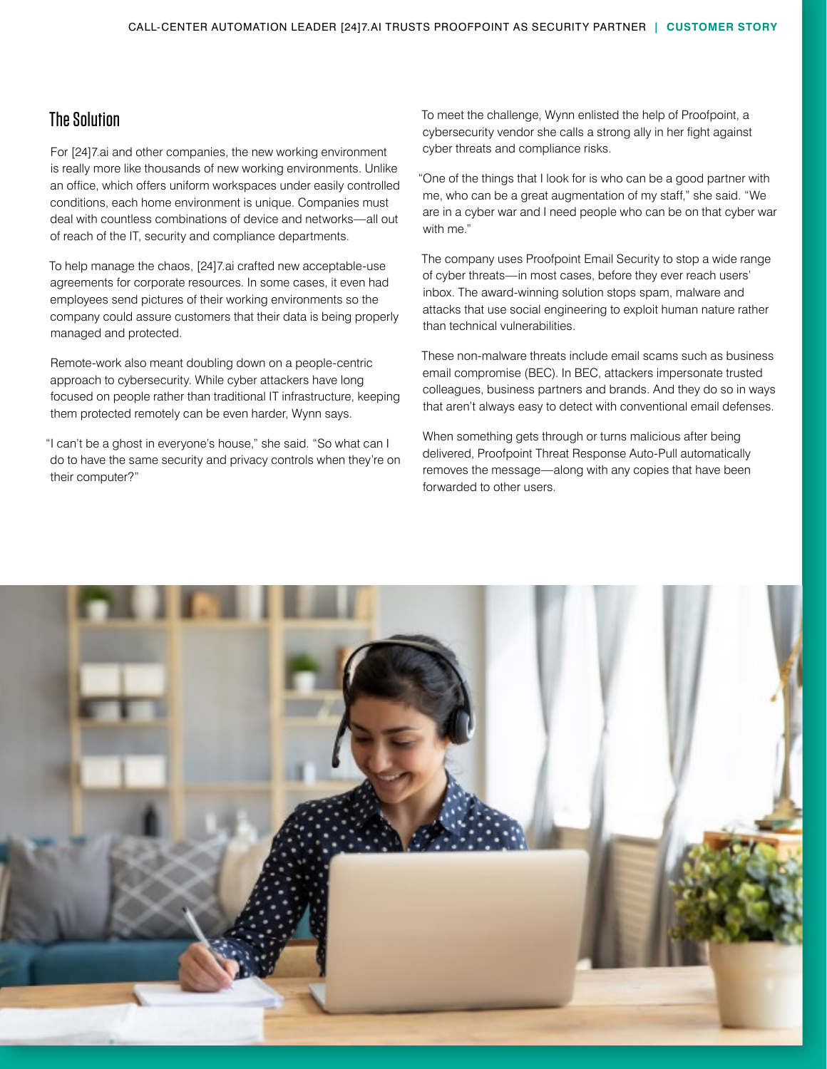## The Solution

For [24]7.ai and other companies, the new working environment is really more like thousands of new working environments. Unlike an office, which offers uniform workspaces under easily controlled conditions, each home environment is unique. Companies must deal with countless combinations of device and networks—all out of reach of the IT, security and compliance departments.

To help manage the chaos, [24]7.ai crafted new acceptable-use agreements for corporate resources. In some cases, it even had employees send pictures of their working environments so the company could assure customers that their data is being properly managed and protected.

Remote-work also meant doubling down on a people-centric approach to cybersecurity. While cyber attackers have long focused on people rather than traditional IT infrastructure, keeping them protected remotely can be even harder, Wynn says.

"I can't be a ghost in everyone's house," she said. "So what can I do to have the same security and privacy controls when they're on their computer?"

To meet the challenge, Wynn enlisted the help of Proofpoint, a cybersecurity vendor she calls a strong ally in her fight against cyber threats and compliance risks.

"One of the things that I look for is who can be a good partner with me, who can be a great augmentation of my staff," she said. "We are in a cyber war and I need people who can be on that cyber war with me."

The company uses Proofpoint Email Security to stop a wide range of cyber threats—in most cases, before they ever reach users' inbox. The award-winning solution stops spam, malware and attacks that use social engineering to exploit human nature rather than technical vulnerabilities.

These non-malware threats include email scams such as business email compromise (BEC). In BEC, attackers impersonate trusted colleagues, business partners and brands. And they do so in ways that aren't always easy to detect with conventional email defenses.

When something gets through or turns malicious after being delivered, Proofpoint Threat Response Auto-Pull automatically removes the message—along with any copies that have been forwarded to other users.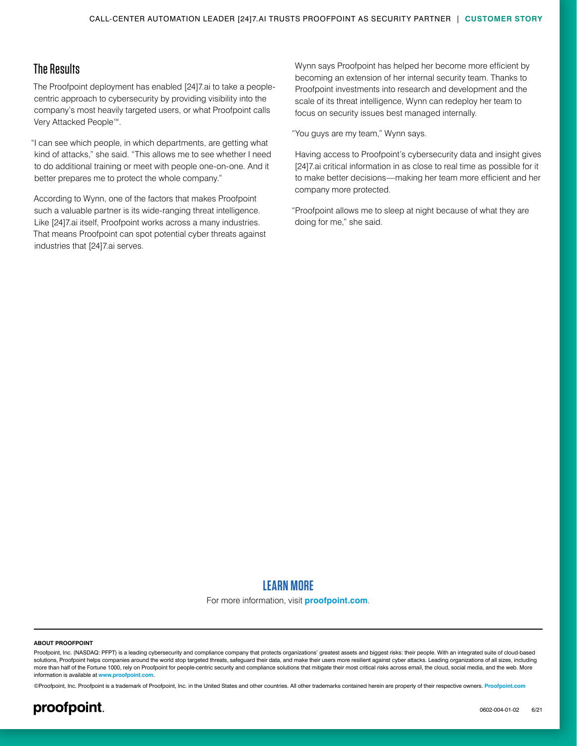## The Results

The Proofpoint deployment has enabled [24]7.ai to take a people-centric approach to cybersecurity by providing visibility into the company's most heavily targeted users, or what Proofpoint calls Very Attacked People™.

"I can see which people, in which departments, are getting what kind of attacks," she said. "This allows me to see whether I need to do additional training or meet with people one-on-one. And it better prepares me to protect the whole company."

According to Wynn, one of the factors that makes Proofpoint such a valuable partner is its wide-ranging threat intelligence. Like [24]7.ai itself, Proofpoint works across a many industries. That means Proofpoint can spot potential cyber threats against industries that [24]7.ai serves.

Wynn says Proofpoint has helped her become more efficient by becoming an extension of her internal security team. Thanks to Proofpoint investments into research and development and the scale of its threat intelligence, Wynn can redeploy her team to focus on security issues best managed internally.

"You guys are my team," Wynn says.

Having access to Proofpoint's cybersecurity data and insight gives [24]7.ai critical information in as close to real time as possible for it to make better decisions—making her team more efficient and her company more protected.

"Proofpoint allows me to sleep at night because of what they are doing for me," she said.

## LEARN MORE

For more information, visit **proofpoint.com**.

**ABOUT PROOFPOINT**

Proofpoint, Inc. (NASDAQ: PFPT) is a leading cybersecurity and compliance company that protects organizations' greatest assets and biggest risks: their people. With an integrated suite of cloud-based solutions, Proofpoint helps companies around the world stop targeted threats, safeguard their data, and make their users more resilient against cyber attacks. Leading organizations of all sizes, including more than half of the Fortune 1000, rely on Proofpoint for people-centric security and compliance solutions that mitigate their most critical risks across email, the cloud, social media, and the web. More information is available at **www.proofpoint.com.**

©Proofpoint, Inc. Proofpoint is a trademark of Proofpoint, Inc. in the United States and other countries. All other trademarks contained herein are property of their respective owners. **Proofpoint.com**

proofpoint.

0602-004-01-02 6/21